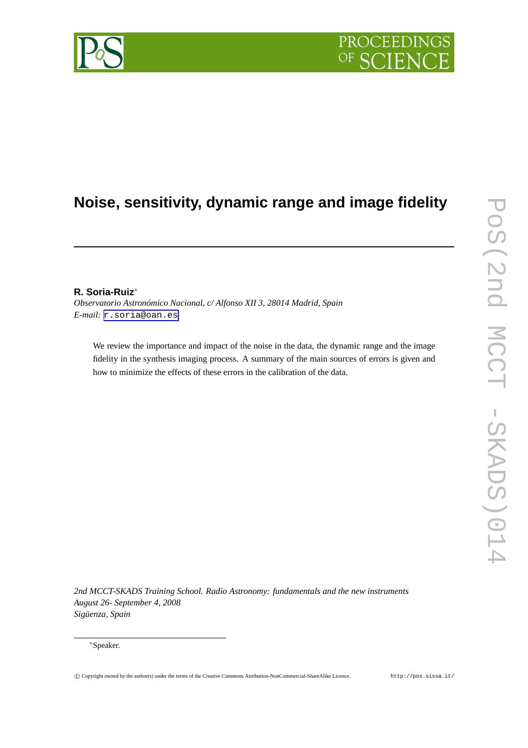# Noise, sensitivity, dynamic range and image fidelity

**R. Soria-Ruiz***

*Observatorio Astronómico Nacional, c/ Alfonso XII 3, 28014 Madrid, Spain*

*E-mail:* r.soria@oan.es

We review the importance and impact of the noise in the data, the dynamic range and the image fidelity in the synthesis imaging process. A summary of the main sources of errors is given and how to minimize the effects of these errors in the calibration of the data.

*2nd MCCT-SKADS Training School. Radio Astronomy: fundamentals and the new instruments*
*August 26- September 4, 2008*
*Sigüenza, Spain*

*Speaker.

© Copyright owned by the author(s) under the terms of the Creative Commons Attribution-NonCommercial-ShareAlike Licence. http://pos.sissa.it/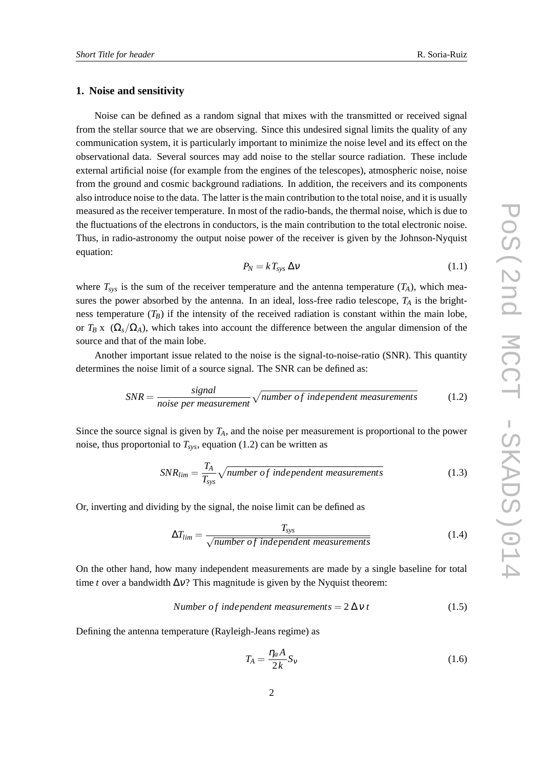## 1. Noise and sensitivity

Noise can be defined as a random signal that mixes with the transmitted or received signal from the stellar source that we are observing. Since this undesired signal limits the quality of any communication system, it is particularly important to minimize the noise level and its effect on the observational data. Several sources may add noise to the stellar source radiation. These include external artificial noise (for example from the engines of the telescopes), atmospheric noise, noise from the ground and cosmic background radiations. In addition, the receivers and its components also introduce noise to the data. The latter is the main contribution to the total noise, and it is usually measured as the receiver temperature. In most of the radio-bands, the thermal noise, which is due to the fluctuations of the electrons in conductors, is the main contribution to the total electronic noise. Thus, in radio-astronomy the output noise power of the receiver is given by the Johnson-Nyquist equation:

$$P_N = k\,T_{sys}\,\Delta\nu \tag{1.1}$$

where $T_{sys}$ is the sum of the receiver temperature and the antenna temperature ($T_A$), which measures the power absorbed by the antenna. In an ideal, loss-free radio telescope, $T_A$ is the brightness temperature ($T_B$) if the intensity of the received radiation is constant within the main lobe, or $T_B$ x $(\Omega_s/\Omega_A)$, which takes into account the difference between the angular dimension of the source and that of the main lobe.

Another important issue related to the noise is the signal-to-noise-ratio (SNR). This quantity determines the noise limit of a source signal. The SNR can be defined as:

$$SNR = \frac{signal}{noise\ per\ measurement}\sqrt{number\ of\ independent\ measurements} \tag{1.2}$$

Since the source signal is given by $T_A$, and the noise per measurement is proportional to the power noise, thus proportonial to $T_{sys}$, equation (1.2) can be written as

$$SNR_{lim} = \frac{T_A}{T_{sys}}\sqrt{number\ of\ independent\ measurements} \tag{1.3}$$

Or, inverting and dividing by the signal, the noise limit can be defined as

$$\Delta T_{lim} = \frac{T_{sys}}{\sqrt{number\ of\ independent\ measurements}} \tag{1.4}$$

On the other hand, how many independent measurements are made by a single baseline for total time $t$ over a bandwidth $\Delta\nu$? This magnitude is given by the Nyquist theorem:

$$Number\ of\ independent\ measurements = 2\,\Delta\,\nu\,t \tag{1.5}$$

Defining the antenna temperature (Rayleigh-Jeans regime) as

$$T_A = \frac{\eta_a A}{2k} S_\nu \tag{1.6}$$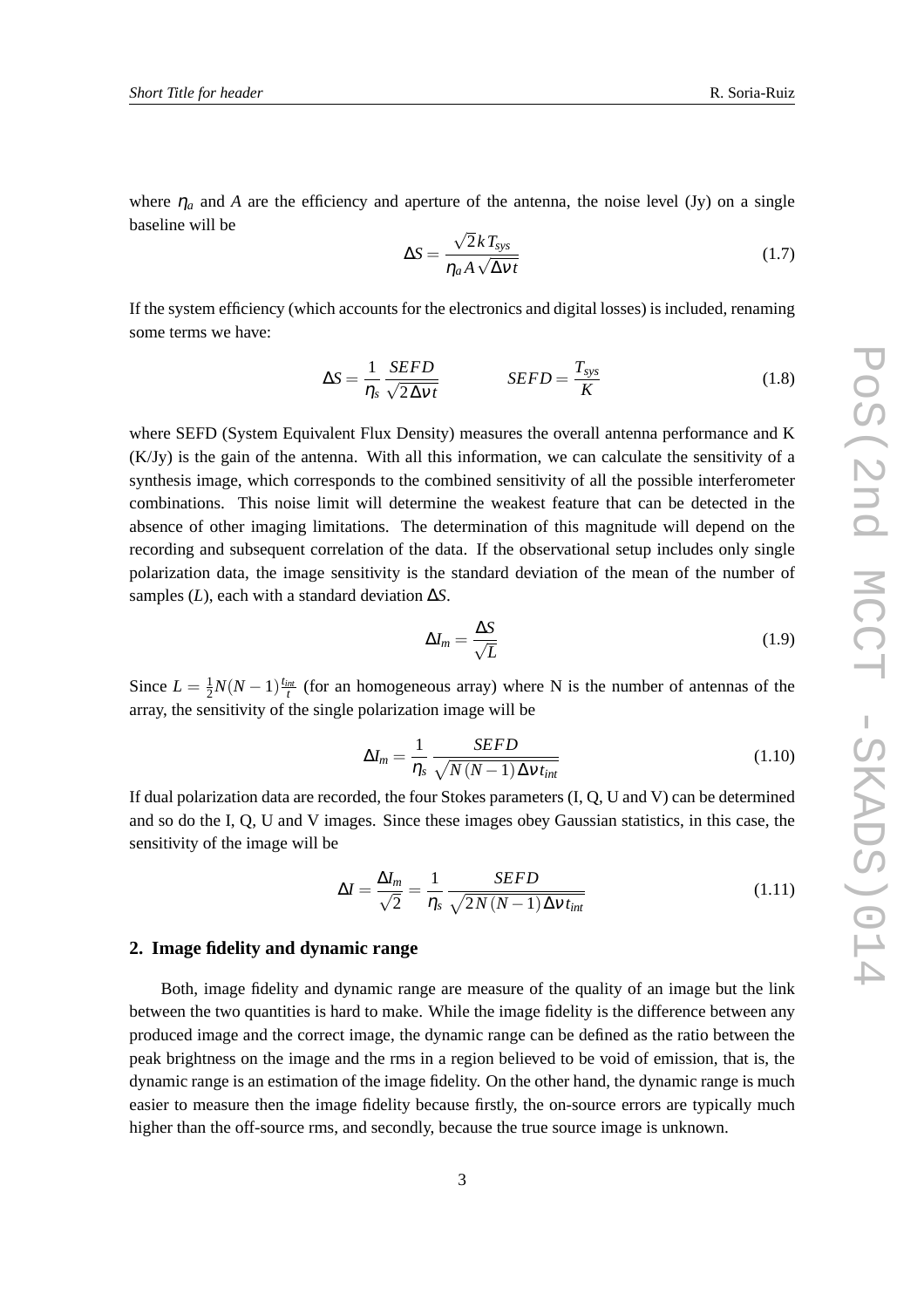where $\eta_a$ and $A$ are the efficiency and aperture of the antenna, the noise level (Jy) on a single baseline will be

$$\Delta S = \frac{\sqrt{2}\, k\, T_{sys}}{\eta_a A \sqrt{\Delta\nu t}} \tag{1.7}$$

If the system efficiency (which accounts for the electronics and digital losses) is included, renaming some terms we have:

$$\Delta S = \frac{1}{\eta_s} \frac{SEFD}{\sqrt{2\Delta\nu t}} \qquad\qquad SEFD = \frac{T_{sys}}{K} \tag{1.8}$$

where SEFD (System Equivalent Flux Density) measures the overall antenna performance and K (K/Jy) is the gain of the antenna. With all this information, we can calculate the sensitivity of a synthesis image, which corresponds to the combined sensitivity of all the possible interferometer combinations. This noise limit will determine the weakest feature that can be detected in the absence of other imaging limitations. The determination of this magnitude will depend on the recording and subsequent correlation of the data. If the observational setup includes only single polarization data, the image sensitivity is the standard deviation of the mean of the number of samples ($L$), each with a standard deviation $\Delta S$.

$$\Delta I_m = \frac{\Delta S}{\sqrt{L}} \tag{1.9}$$

Since $L = \frac{1}{2}N(N-1)\frac{t_{int}}{t}$ (for an homogeneous array) where N is the number of antennas of the array, the sensitivity of the single polarization image will be

$$\Delta I_m = \frac{1}{\eta_s} \frac{SEFD}{\sqrt{N\,(N-1)\,\Delta\nu\, t_{int}}} \tag{1.10}$$

If dual polarization data are recorded, the four Stokes parameters (I, Q, U and V) can be determined and so do the I, Q, U and V images. Since these images obey Gaussian statistics, in this case, the sensitivity of the image will be

$$\Delta I = \frac{\Delta I_m}{\sqrt{2}} = \frac{1}{\eta_s} \frac{SEFD}{\sqrt{2N\,(N-1)\,\Delta\nu\, t_{int}}} \tag{1.11}$$

## 2. Image fidelity and dynamic range

Both, image fidelity and dynamic range are measure of the quality of an image but the link between the two quantities is hard to make. While the image fidelity is the difference between any produced image and the correct image, the dynamic range can be defined as the ratio between the peak brightness on the image and the rms in a region believed to be void of emission, that is, the dynamic range is an estimation of the image fidelity. On the other hand, the dynamic range is much easier to measure then the image fidelity because firstly, the on-source errors are typically much higher than the off-source rms, and secondly, because the true source image is unknown.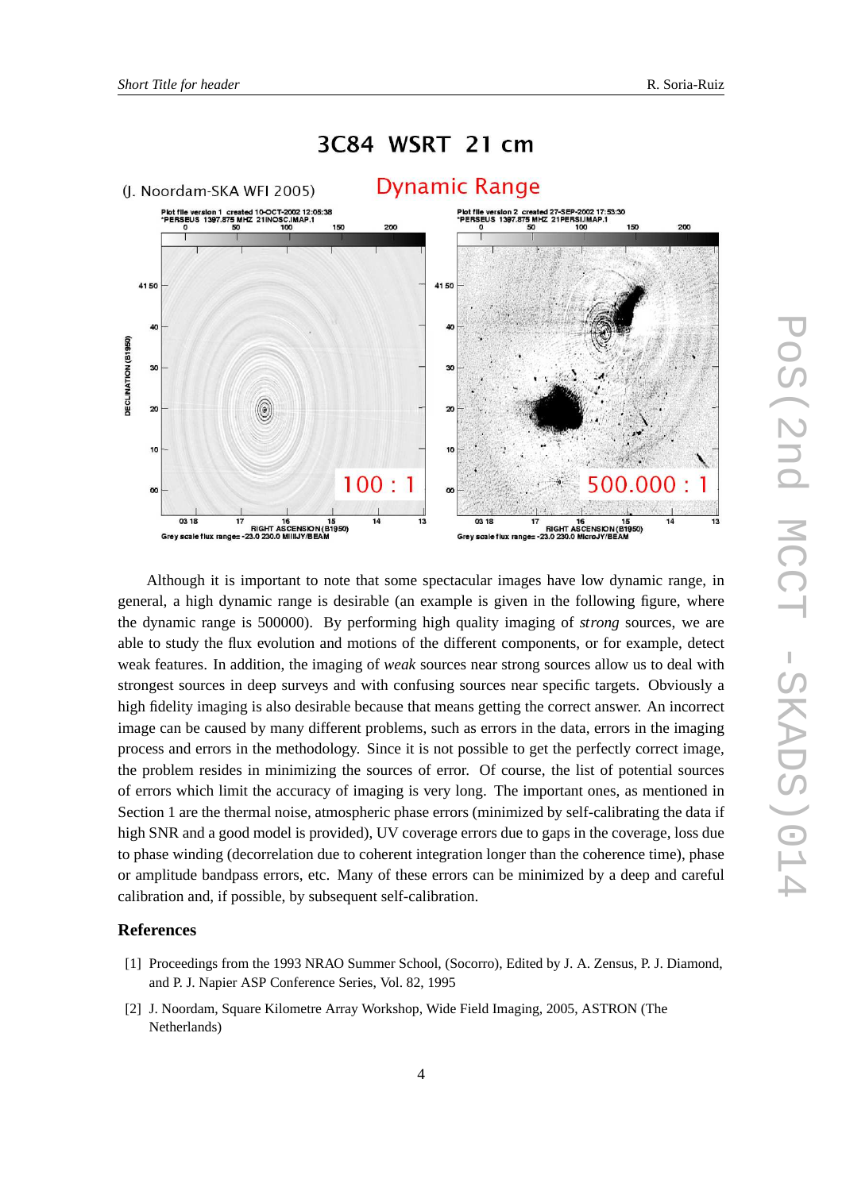3C84 WSRT 21 cm

(J. Noordam-SKA WFI 2005)

Dynamic Range

Plot file version 1 created 10-OCT-2002 12:05:38
*PERSEUS 1397.875 MHZ 21INOSC.IMAP.1

Plot file version 2 created 27-SEP-2002 17:53:30
*PERSEUS 1397.875 MHZ 21PERSI.IMAP.1

DECLINATION (B1950)

RIGHT ASCENSION (B1950)

Grey scale flux range= -23.0 230.0 MilliJY/BEAM

Grey scale flux range= -23.0 230.0 MicroJY/BEAM

100 : 1

500.000 : 1

Although it is important to note that some spectacular images have low dynamic range, in general, a high dynamic range is desirable (an example is given in the following figure, where the dynamic range is 500000). By performing high quality imaging of *strong* sources, we are able to study the flux evolution and motions of the different components, or for example, detect weak features. In addition, the imaging of *weak* sources near strong sources allow us to deal with strongest sources in deep surveys and with confusing sources near specific targets. Obviously a high fidelity imaging is also desirable because that means getting the correct answer. An incorrect image can be caused by many different problems, such as errors in the data, errors in the imaging process and errors in the methodology. Since it is not possible to get the perfectly correct image, the problem resides in minimizing the sources of error. Of course, the list of potential sources of errors which limit the accuracy of imaging is very long. The important ones, as mentioned in Section 1 are the thermal noise, atmospheric phase errors (minimized by self-calibrating the data if high SNR and a good model is provided), UV coverage errors due to gaps in the coverage, loss due to phase winding (decorrelation due to coherent integration longer than the coherence time), phase or amplitude bandpass errors, etc. Many of these errors can be minimized by a deep and careful calibration and, if possible, by subsequent self-calibration.

## References

[1] Proceedings from the 1993 NRAO Summer School, (Socorro), Edited by J. A. Zensus, P. J. Diamond, and P. J. Napier ASP Conference Series, Vol. 82, 1995

[2] J. Noordam, Square Kilometre Array Workshop, Wide Field Imaging, 2005, ASTRON (The Netherlands)